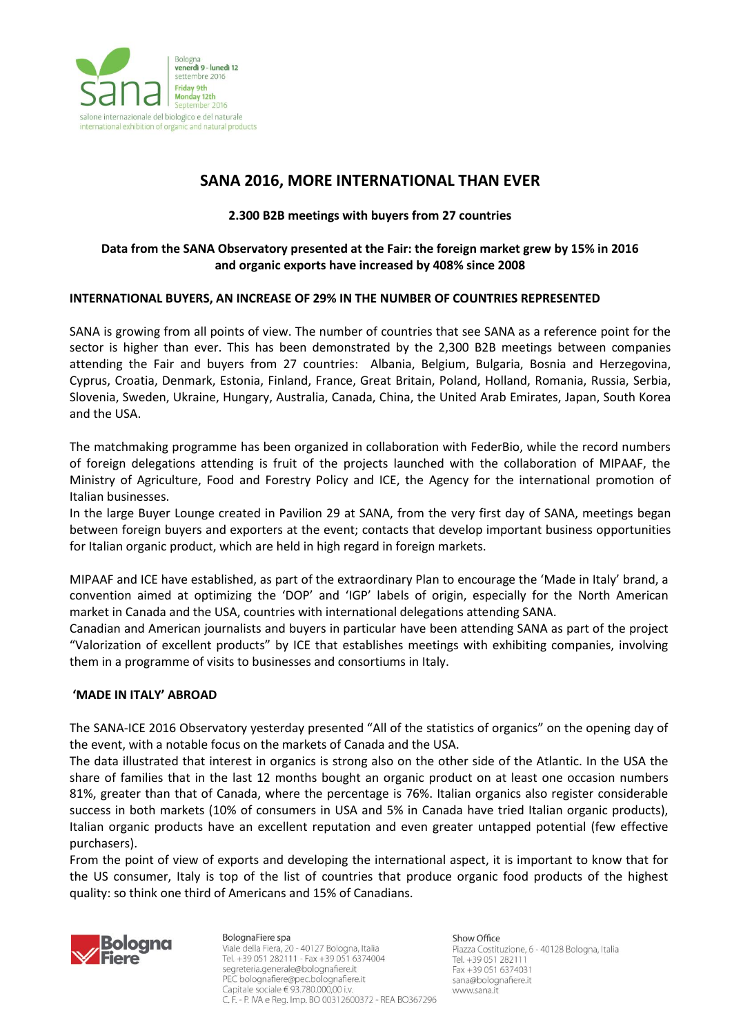# SANA 2016, MORE INTERNATIONAL THAN EVER

**2.300 B2B meetings with buyers from 27 countries**

**Data from the SANA Observatory presented at the Fair: the foreign market grew by 15% in 2016 and organic exports have increased by 408% since 2008**

## INTERNATIONAL BUYERS, AN INCREASE OF 29% IN THE NUMBER OF COUNTRIES REPRESENTED

SANA is growing from all points of view. The number of countries that see SANA as a reference point for the sector is higher than ever. This has been demonstrated by the 2,300 B2B meetings between companies attending the Fair and buyers from 27 countries: Albania, Belgium, Bulgaria, Bosnia and Herzegovina, Cyprus, Croatia, Denmark, Estonia, Finland, France, Great Britain, Poland, Holland, Romania, Russia, Serbia, Slovenia, Sweden, Ukraine, Hungary, Australia, Canada, China, the United Arab Emirates, Japan, South Korea and the USA.

The matchmaking programme has been organized in collaboration with FederBio, while the record numbers of foreign delegations attending is fruit of the projects launched with the collaboration of MIPAAF, the Ministry of Agriculture, Food and Forestry Policy and ICE, the Agency for the international promotion of Italian businesses.
In the large Buyer Lounge created in Pavilion 29 at SANA, from the very first day of SANA, meetings began between foreign buyers and exporters at the event; contacts that develop important business opportunities for Italian organic product, which are held in high regard in foreign markets.

MIPAAF and ICE have established, as part of the extraordinary Plan to encourage the 'Made in Italy' brand, a convention aimed at optimizing the 'DOP' and 'IGP' labels of origin, especially for the North American market in Canada and the USA, countries with international delegations attending SANA.
Canadian and American journalists and buyers in particular have been attending SANA as part of the project "Valorization of excellent products" by ICE that establishes meetings with exhibiting companies, involving them in a programme of visits to businesses and consortiums in Italy.

## 'MADE IN ITALY' ABROAD

The SANA-ICE 2016 Observatory yesterday presented "All of the statistics of organics" on the opening day of the event, with a notable focus on the markets of Canada and the USA.
The data illustrated that interest in organics is strong also on the other side of the Atlantic. In the USA the share of families that in the last 12 months bought an organic product on at least one occasion numbers 81%, greater than that of Canada, where the percentage is 76%. Italian organics also register considerable success in both markets (10% of consumers in USA and 5% in Canada have tried Italian organic products), Italian organic products have an excellent reputation and even greater untapped potential (few effective purchasers).
From the point of view of exports and developing the international aspect, it is important to know that for the US consumer, Italy is top of the list of countries that produce organic food products of the highest quality: so think one third of Americans and 15% of Canadians.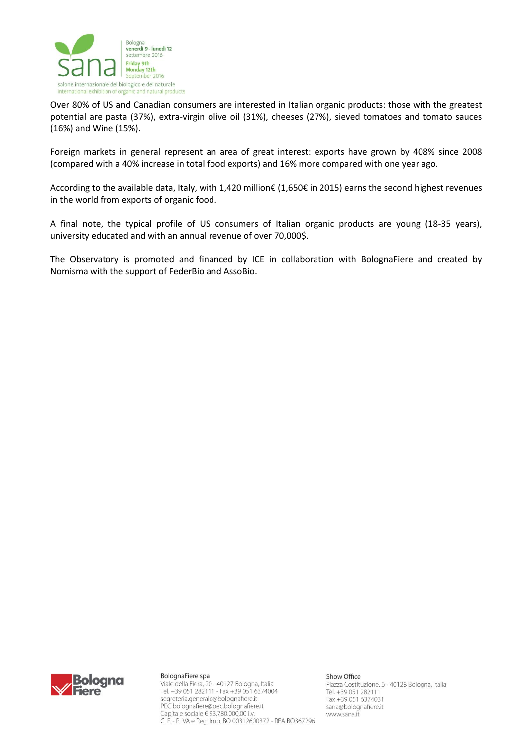Over 80% of US and Canadian consumers are interested in Italian organic products: those with the greatest potential are pasta (37%), extra-virgin olive oil (31%), cheeses (27%), sieved tomatoes and tomato sauces (16%) and Wine (15%).

Foreign markets in general represent an area of great interest: exports have grown by 408% since 2008 (compared with a 40% increase in total food exports) and 16% more compared with one year ago.

According to the available data, Italy, with 1,420 million€ (1,650€ in 2015) earns the second highest revenues in the world from exports of organic food.

A final note, the typical profile of US consumers of Italian organic products are young (18-35 years), university educated and with an annual revenue of over 70,000$.

The Observatory is promoted and financed by ICE in collaboration with BolognaFiere and created by Nomisma with the support of FederBio and AssoBio.